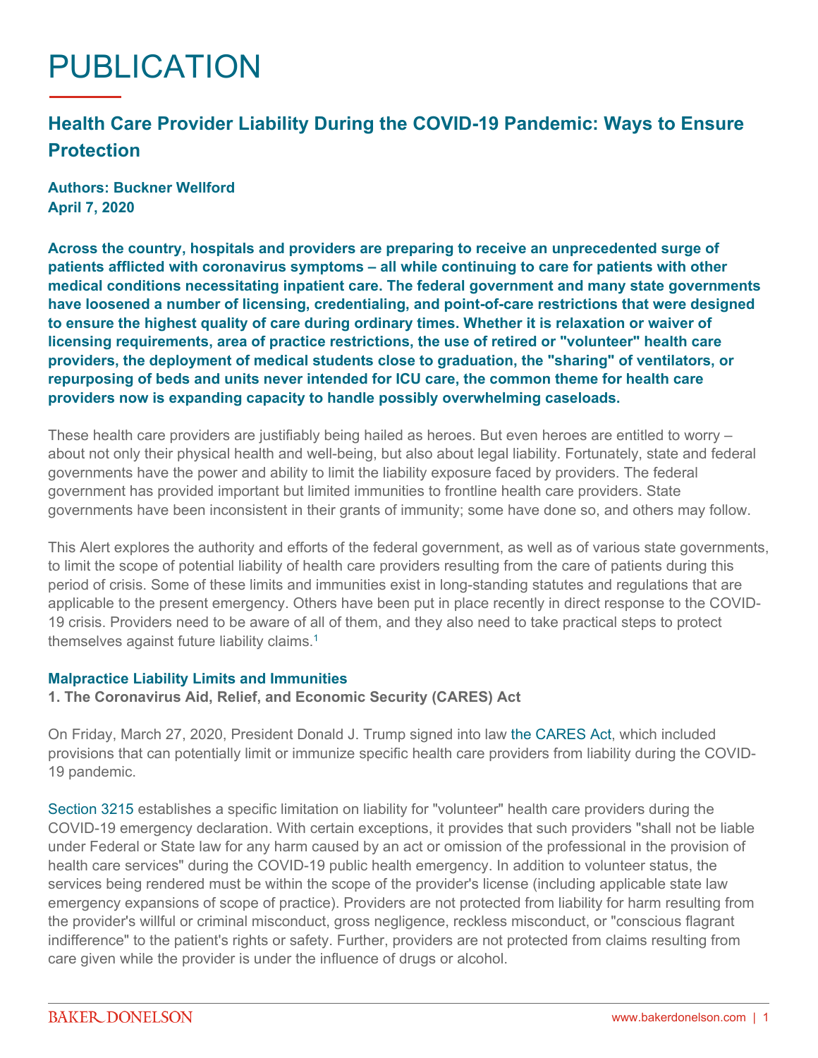# PUBLICATION

## Health Care Provider Liability During the COVID-19 Pandemic: Ways to Ensure Protection

**Authors: Buckner Wellford**
**April 7, 2020**

**Across the country, hospitals and providers are preparing to receive an unprecedented surge of patients afflicted with coronavirus symptoms – all while continuing to care for patients with other medical conditions necessitating inpatient care. The federal government and many state governments have loosened a number of licensing, credentialing, and point-of-care restrictions that were designed to ensure the highest quality of care during ordinary times. Whether it is relaxation or waiver of licensing requirements, area of practice restrictions, the use of retired or "volunteer" health care providers, the deployment of medical students close to graduation, the "sharing" of ventilators, or repurposing of beds and units never intended for ICU care, the common theme for health care providers now is expanding capacity to handle possibly overwhelming caseloads.**

These health care providers are justifiably being hailed as heroes. But even heroes are entitled to worry – about not only their physical health and well-being, but also about legal liability. Fortunately, state and federal governments have the power and ability to limit the liability exposure faced by providers. The federal government has provided important but limited immunities to frontline health care providers. State governments have been inconsistent in their grants of immunity; some have done so, and others may follow.

This Alert explores the authority and efforts of the federal government, as well as of various state governments, to limit the scope of potential liability of health care providers resulting from the care of patients during this period of crisis. Some of these limits and immunities exist in long-standing statutes and regulations that are applicable to the present emergency. Others have been put in place recently in direct response to the COVID-19 crisis. Providers need to be aware of all of them, and they also need to take practical steps to protect themselves against future liability claims.[1]

### Malpractice Liability Limits and Immunities

**1. The Coronavirus Aid, Relief, and Economic Security (CARES) Act**

On Friday, March 27, 2020, President Donald J. Trump signed into law the CARES Act, which included provisions that can potentially limit or immunize specific health care providers from liability during the COVID-19 pandemic.

Section 3215 establishes a specific limitation on liability for "volunteer" health care providers during the COVID-19 emergency declaration. With certain exceptions, it provides that such providers "shall not be liable under Federal or State law for any harm caused by an act or omission of the professional in the provision of health care services" during the COVID-19 public health emergency. In addition to volunteer status, the services being rendered must be within the scope of the provider's license (including applicable state law emergency expansions of scope of practice). Providers are not protected from liability for harm resulting from the provider's willful or criminal misconduct, gross negligence, reckless misconduct, or "conscious flagrant indifference" to the patient's rights or safety. Further, providers are not protected from claims resulting from care given while the provider is under the influence of drugs or alcohol.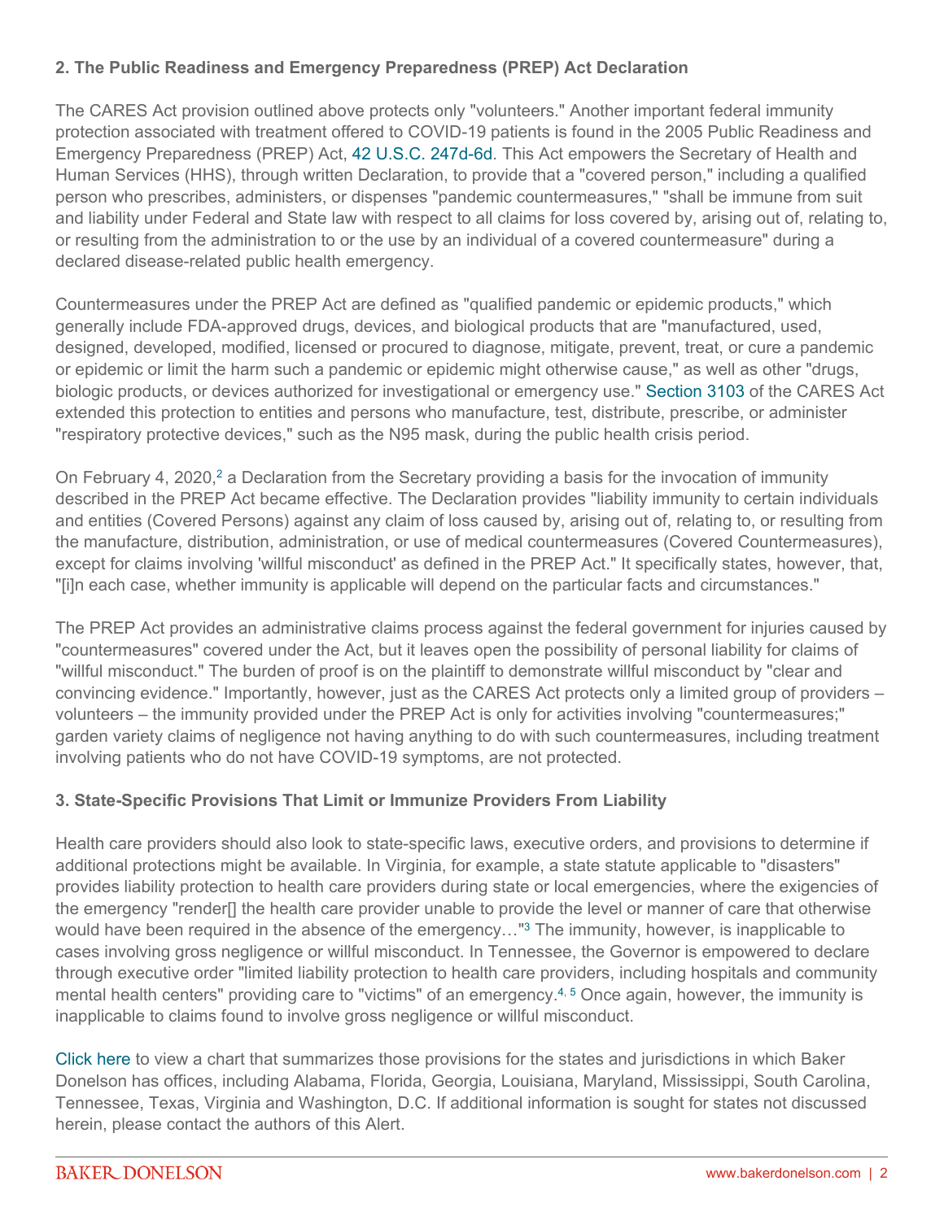### 2. The Public Readiness and Emergency Preparedness (PREP) Act Declaration

The CARES Act provision outlined above protects only "volunteers." Another important federal immunity protection associated with treatment offered to COVID-19 patients is found in the 2005 Public Readiness and Emergency Preparedness (PREP) Act, 42 U.S.C. 247d-6d. This Act empowers the Secretary of Health and Human Services (HHS), through written Declaration, to provide that a "covered person," including a qualified person who prescribes, administers, or dispenses "pandemic countermeasures," "shall be immune from suit and liability under Federal and State law with respect to all claims for loss covered by, arising out of, relating to, or resulting from the administration to or the use by an individual of a covered countermeasure" during a declared disease-related public health emergency.

Countermeasures under the PREP Act are defined as "qualified pandemic or epidemic products," which generally include FDA-approved drugs, devices, and biological products that are "manufactured, used, designed, developed, modified, licensed or procured to diagnose, mitigate, prevent, treat, or cure a pandemic or epidemic or limit the harm such a pandemic or epidemic might otherwise cause," as well as other "drugs, biologic products, or devices authorized for investigational or emergency use." Section 3103 of the CARES Act extended this protection to entities and persons who manufacture, test, distribute, prescribe, or administer "respiratory protective devices," such as the N95 mask, during the public health crisis period.

On February 4, 2020,[2] a Declaration from the Secretary providing a basis for the invocation of immunity described in the PREP Act became effective. The Declaration provides "liability immunity to certain individuals and entities (Covered Persons) against any claim of loss caused by, arising out of, relating to, or resulting from the manufacture, distribution, administration, or use of medical countermeasures (Covered Countermeasures), except for claims involving 'willful misconduct' as defined in the PREP Act." It specifically states, however, that, "[i]n each case, whether immunity is applicable will depend on the particular facts and circumstances."

The PREP Act provides an administrative claims process against the federal government for injuries caused by "countermeasures" covered under the Act, but it leaves open the possibility of personal liability for claims of "willful misconduct." The burden of proof is on the plaintiff to demonstrate willful misconduct by "clear and convincing evidence." Importantly, however, just as the CARES Act protects only a limited group of providers – volunteers – the immunity provided under the PREP Act is only for activities involving "countermeasures;" garden variety claims of negligence not having anything to do with such countermeasures, including treatment involving patients who do not have COVID-19 symptoms, are not protected.

### 3. State-Specific Provisions That Limit or Immunize Providers From Liability

Health care providers should also look to state-specific laws, executive orders, and provisions to determine if additional protections might be available. In Virginia, for example, a state statute applicable to "disasters" provides liability protection to health care providers during state or local emergencies, where the exigencies of the emergency "render[] the health care provider unable to provide the level or manner of care that otherwise would have been required in the absence of the emergency…"[3] The immunity, however, is inapplicable to cases involving gross negligence or willful misconduct. In Tennessee, the Governor is empowered to declare through executive order "limited liability protection to health care providers, including hospitals and community mental health centers" providing care to "victims" of an emergency.[4, 5] Once again, however, the immunity is inapplicable to claims found to involve gross negligence or willful misconduct.

Click here to view a chart that summarizes those provisions for the states and jurisdictions in which Baker Donelson has offices, including Alabama, Florida, Georgia, Louisiana, Maryland, Mississippi, South Carolina, Tennessee, Texas, Virginia and Washington, D.C. If additional information is sought for states not discussed herein, please contact the authors of this Alert.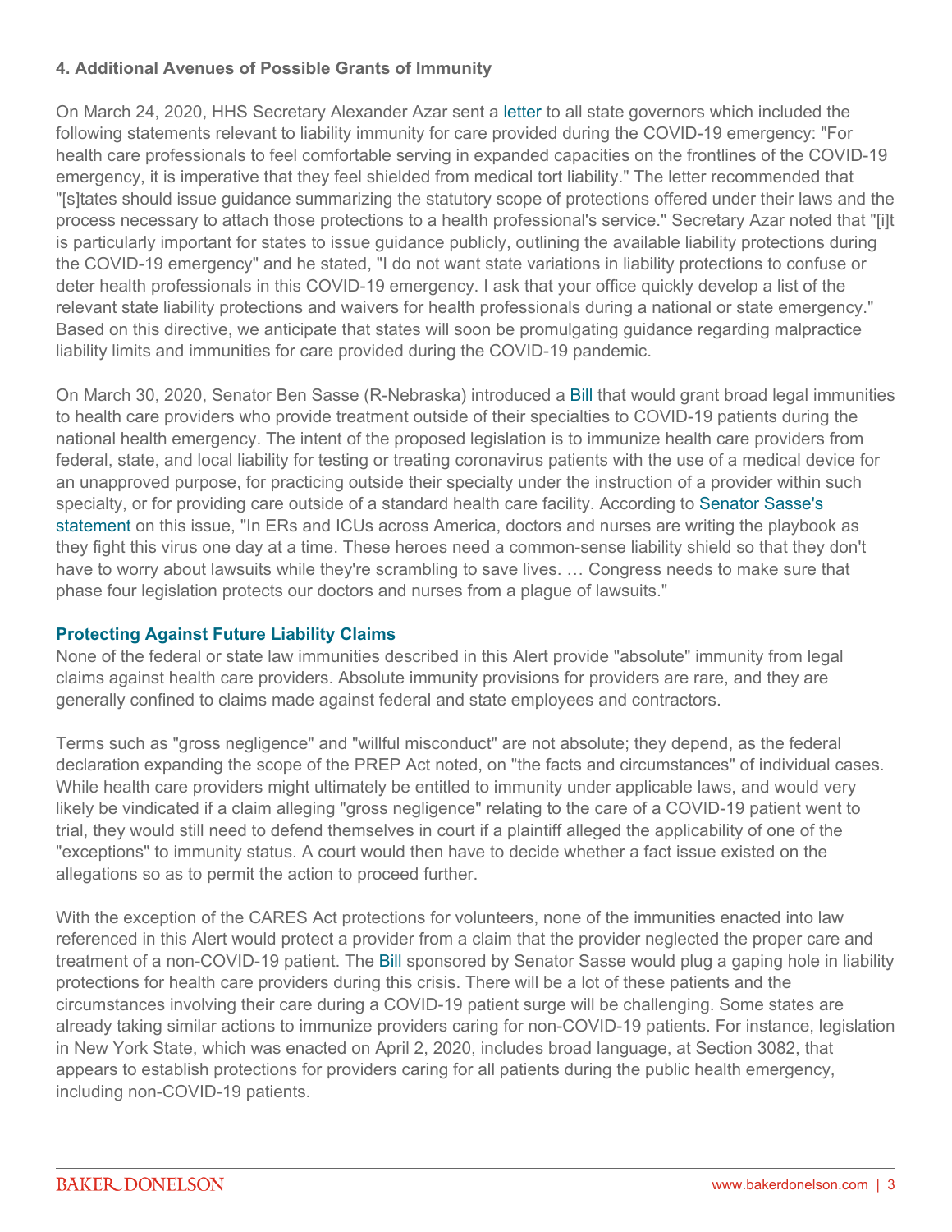**4. Additional Avenues of Possible Grants of Immunity**

On March 24, 2020, HHS Secretary Alexander Azar sent a letter to all state governors which included the following statements relevant to liability immunity for care provided during the COVID-19 emergency: "For health care professionals to feel comfortable serving in expanded capacities on the frontlines of the COVID-19 emergency, it is imperative that they feel shielded from medical tort liability." The letter recommended that "[s]tates should issue guidance summarizing the statutory scope of protections offered under their laws and the process necessary to attach those protections to a health professional's service." Secretary Azar noted that "[i]t is particularly important for states to issue guidance publicly, outlining the available liability protections during the COVID-19 emergency" and he stated, "I do not want state variations in liability protections to confuse or deter health professionals in this COVID-19 emergency. I ask that your office quickly develop a list of the relevant state liability protections and waivers for health professionals during a national or state emergency." Based on this directive, we anticipate that states will soon be promulgating guidance regarding malpractice liability limits and immunities for care provided during the COVID-19 pandemic.

On March 30, 2020, Senator Ben Sasse (R-Nebraska) introduced a Bill that would grant broad legal immunities to health care providers who provide treatment outside of their specialties to COVID-19 patients during the national health emergency. The intent of the proposed legislation is to immunize health care providers from federal, state, and local liability for testing or treating coronavirus patients with the use of a medical device for an unapproved purpose, for practicing outside their specialty under the instruction of a provider within such specialty, or for providing care outside of a standard health care facility. According to Senator Sasse's statement on this issue, "In ERs and ICUs across America, doctors and nurses are writing the playbook as they fight this virus one day at a time. These heroes need a common-sense liability shield so that they don't have to worry about lawsuits while they're scrambling to save lives. … Congress needs to make sure that phase four legislation protects our doctors and nurses from a plague of lawsuits."

## Protecting Against Future Liability Claims

None of the federal or state law immunities described in this Alert provide "absolute" immunity from legal claims against health care providers. Absolute immunity provisions for providers are rare, and they are generally confined to claims made against federal and state employees and contractors.

Terms such as "gross negligence" and "willful misconduct" are not absolute; they depend, as the federal declaration expanding the scope of the PREP Act noted, on "the facts and circumstances" of individual cases. While health care providers might ultimately be entitled to immunity under applicable laws, and would very likely be vindicated if a claim alleging "gross negligence" relating to the care of a COVID-19 patient went to trial, they would still need to defend themselves in court if a plaintiff alleged the applicability of one of the "exceptions" to immunity status. A court would then have to decide whether a fact issue existed on the allegations so as to permit the action to proceed further.

With the exception of the CARES Act protections for volunteers, none of the immunities enacted into law referenced in this Alert would protect a provider from a claim that the provider neglected the proper care and treatment of a non-COVID-19 patient. The Bill sponsored by Senator Sasse would plug a gaping hole in liability protections for health care providers during this crisis. There will be a lot of these patients and the circumstances involving their care during a COVID-19 patient surge will be challenging. Some states are already taking similar actions to immunize providers caring for non-COVID-19 patients. For instance, legislation in New York State, which was enacted on April 2, 2020, includes broad language, at Section 3082, that appears to establish protections for providers caring for all patients during the public health emergency, including non-COVID-19 patients.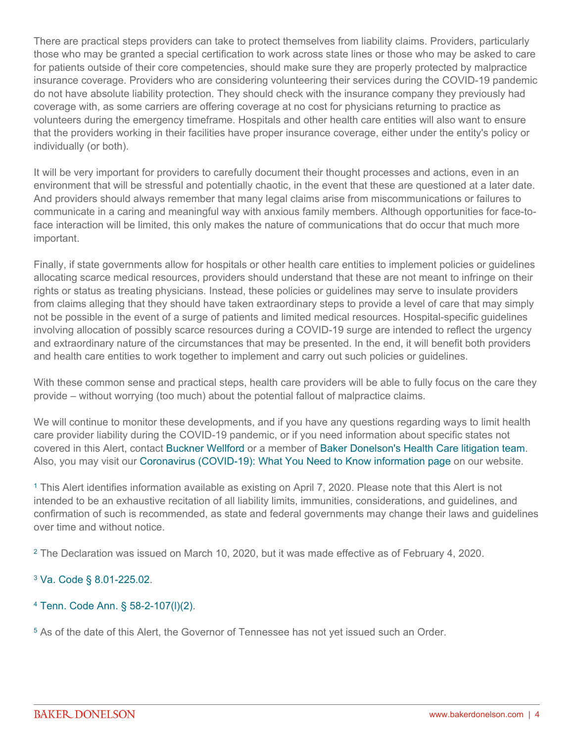There are practical steps providers can take to protect themselves from liability claims. Providers, particularly those who may be granted a special certification to work across state lines or those who may be asked to care for patients outside of their core competencies, should make sure they are properly protected by malpractice insurance coverage. Providers who are considering volunteering their services during the COVID-19 pandemic do not have absolute liability protection. They should check with the insurance company they previously had coverage with, as some carriers are offering coverage at no cost for physicians returning to practice as volunteers during the emergency timeframe. Hospitals and other health care entities will also want to ensure that the providers working in their facilities have proper insurance coverage, either under the entity's policy or individually (or both).

It will be very important for providers to carefully document their thought processes and actions, even in an environment that will be stressful and potentially chaotic, in the event that these are questioned at a later date. And providers should always remember that many legal claims arise from miscommunications or failures to communicate in a caring and meaningful way with anxious family members. Although opportunities for face-to-face interaction will be limited, this only makes the nature of communications that do occur that much more important.

Finally, if state governments allow for hospitals or other health care entities to implement policies or guidelines allocating scarce medical resources, providers should understand that these are not meant to infringe on their rights or status as treating physicians. Instead, these policies or guidelines may serve to insulate providers from claims alleging that they should have taken extraordinary steps to provide a level of care that may simply not be possible in the event of a surge of patients and limited medical resources. Hospital-specific guidelines involving allocation of possibly scarce resources during a COVID-19 surge are intended to reflect the urgency and extraordinary nature of the circumstances that may be presented. In the end, it will benefit both providers and health care entities to work together to implement and carry out such policies or guidelines.

With these common sense and practical steps, health care providers will be able to fully focus on the care they provide – without worrying (too much) about the potential fallout of malpractice claims.

We will continue to monitor these developments, and if you have any questions regarding ways to limit health care provider liability during the COVID-19 pandemic, or if you need information about specific states not covered in this Alert, contact Buckner Wellford or a member of Baker Donelson's Health Care litigation team. Also, you may visit our Coronavirus (COVID-19): What You Need to Know information page on our website.

[1] This Alert identifies information available as existing on April 7, 2020. Please note that this Alert is not intended to be an exhaustive recitation of all liability limits, immunities, considerations, and guidelines, and confirmation of such is recommended, as state and federal governments may change their laws and guidelines over time and without notice.

[2] The Declaration was issued on March 10, 2020, but it was made effective as of February 4, 2020.

[3] Va. Code § 8.01-225.02.

[4] Tenn. Code Ann. § 58-2-107(l)(2).

[5] As of the date of this Alert, the Governor of Tennessee has not yet issued such an Order.